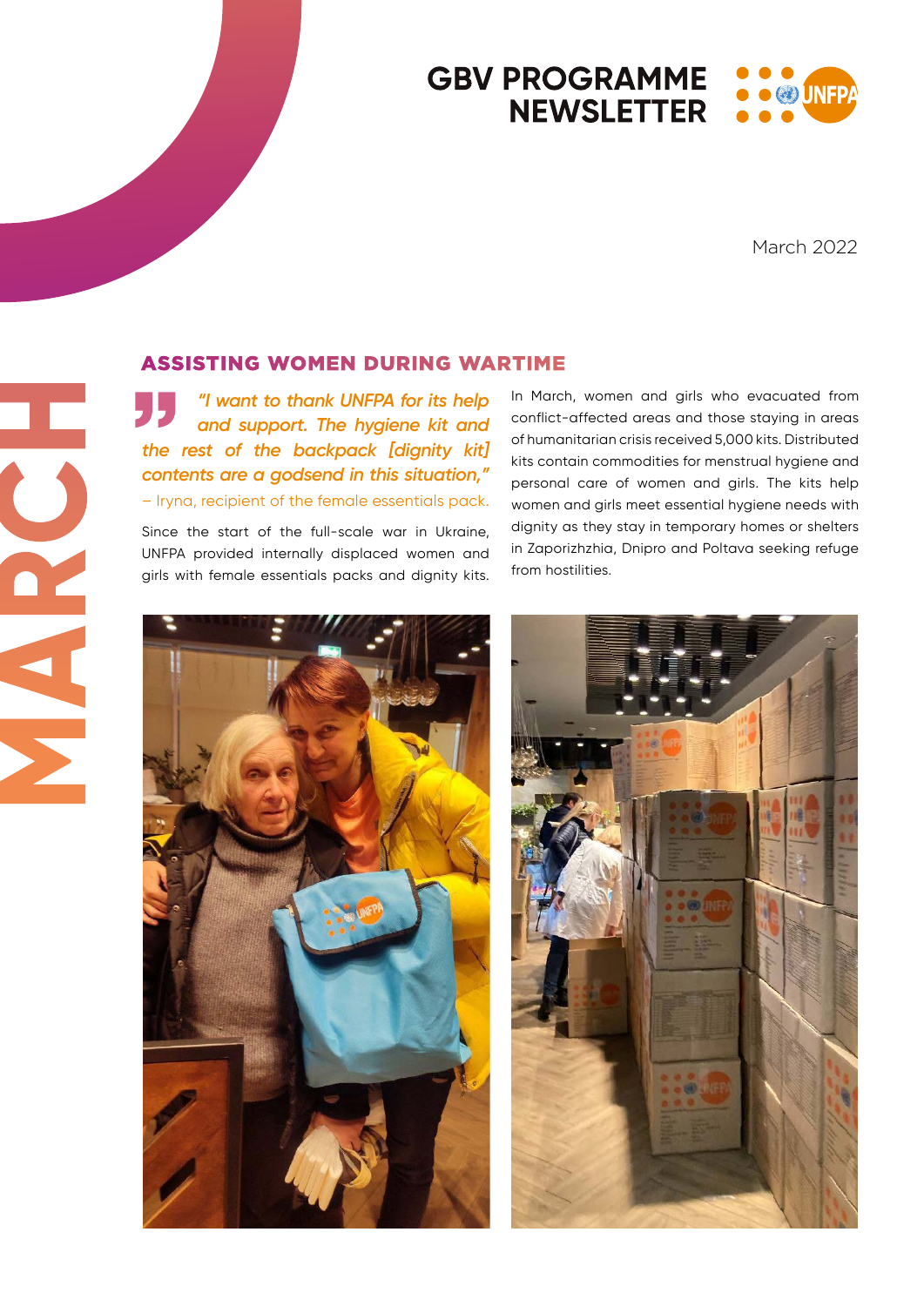# GBV PROGRAMME NEWSLETTER

March 2022

MARCH

## ASSISTING WOMEN DURING WARTIME

*"I want to thank UNFPA for its help and support. The hygiene kit and the rest of the backpack [dignity kit] contents are a godsend in this situation,"*
– Iryna, recipient of the female essentials pack.

Since the start of the full-scale war in Ukraine, UNFPA provided internally displaced women and girls with female essentials packs and dignity kits.

In March, women and girls who evacuated from conflict-affected areas and those staying in areas of humanitarian crisis received 5,000 kits. Distributed kits contain commodities for menstrual hygiene and personal care of women and girls. The kits help women and girls meet essential hygiene needs with dignity as they stay in temporary homes or shelters in Zaporizhzhia, Dnipro and Poltava seeking refuge from hostilities.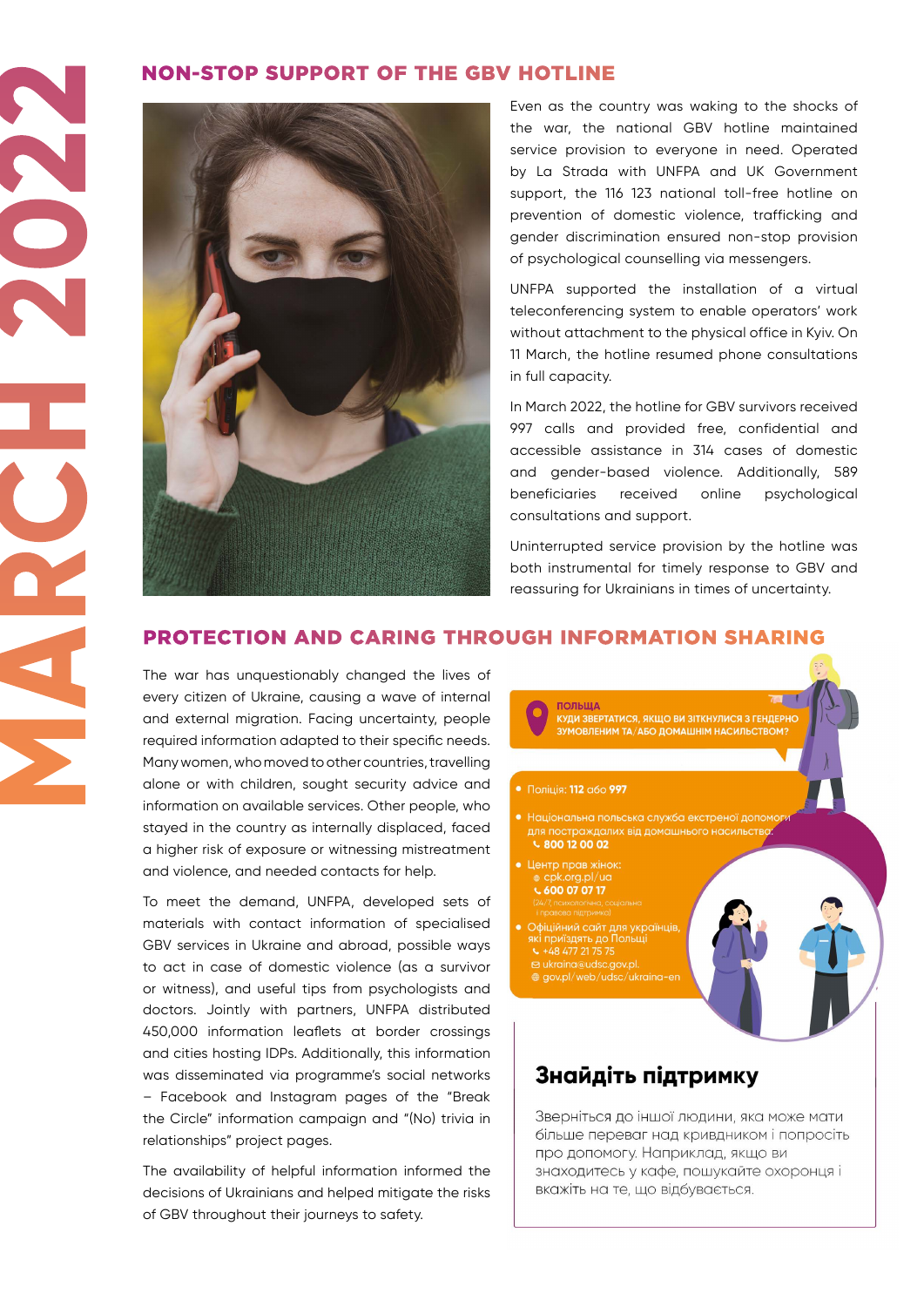# MARCH 2022

## NON-STOP SUPPORT OF THE GBV HOTLINE

Even as the country was waking to the shocks of the war, the national GBV hotline maintained service provision to everyone in need. Operated by La Strada with UNFPA and UK Government support, the 116 123 national toll-free hotline on prevention of domestic violence, trafficking and gender discrimination ensured non-stop provision of psychological counselling via messengers.

UNFPA supported the installation of a virtual teleconferencing system to enable operators' work without attachment to the physical office in Kyiv. On 11 March, the hotline resumed phone consultations in full capacity.

In March 2022, the hotline for GBV survivors received 997 calls and provided free, confidential and accessible assistance in 314 cases of domestic and gender-based violence. Additionally, 589 beneficiaries received online psychological consultations and support.

Uninterrupted service provision by the hotline was both instrumental for timely response to GBV and reassuring for Ukrainians in times of uncertainty.

## PROTECTION AND CARING THROUGH INFORMATION SHARING

The war has unquestionably changed the lives of every citizen of Ukraine, causing a wave of internal and external migration. Facing uncertainty, people required information adapted to their specific needs. Many women, who moved to other countries, travelling alone or with children, sought security advice and information on available services. Other people, who stayed in the country as internally displaced, faced a higher risk of exposure or witnessing mistreatment and violence, and needed contacts for help.

To meet the demand, UNFPA, developed sets of materials with contact information of specialised GBV services in Ukraine and abroad, possible ways to act in case of domestic violence (as a survivor or witness), and useful tips from psychologists and doctors. Jointly with partners, UNFPA distributed 450,000 information leaflets at border crossings and cities hosting IDPs. Additionally, this information was disseminated via programme's social networks – Facebook and Instagram pages of the "Break the Circle" information campaign and "(No) trivia in relationships" project pages.

The availability of helpful information informed the decisions of Ukrainians and helped mitigate the risks of GBV throughout their journeys to safety.

**ПОЛЬЩА**
**КУДИ ЗВЕРТАТИСЯ, ЯКЩО ВИ ЗІТКНУЛИСЯ З ГЕНДЕРНО ЗУМОВЛЕНИМ ТА/АБО ДОМАШНІМ НАСИЛЬСТВОМ?**

- Поліція: **112** або **997**
- Національна польська служба екстреної допомоги для постраждалих від домашнього насильства: **800 12 00 02**
- Центр прав жінок: cpk.org.pl/ua **600 07 07 17** (24/7, психологічна, соціальна і правова підтримка)
- Офіційний сайт для українців, які приїздять до Польщі: +48 477 21 75 75, ukraina@udsc.gov.pl, gov.pl/web/udsc/ukraina-en

**Знайдіть підтримку**

Зверніться до іншої людини, яка може мати більше переваг над кривдником і попросіть про допомогу. Наприклад, якщо ви знаходитесь у кафе, пошукайте охоронця і вкажіть на те, що відбувається.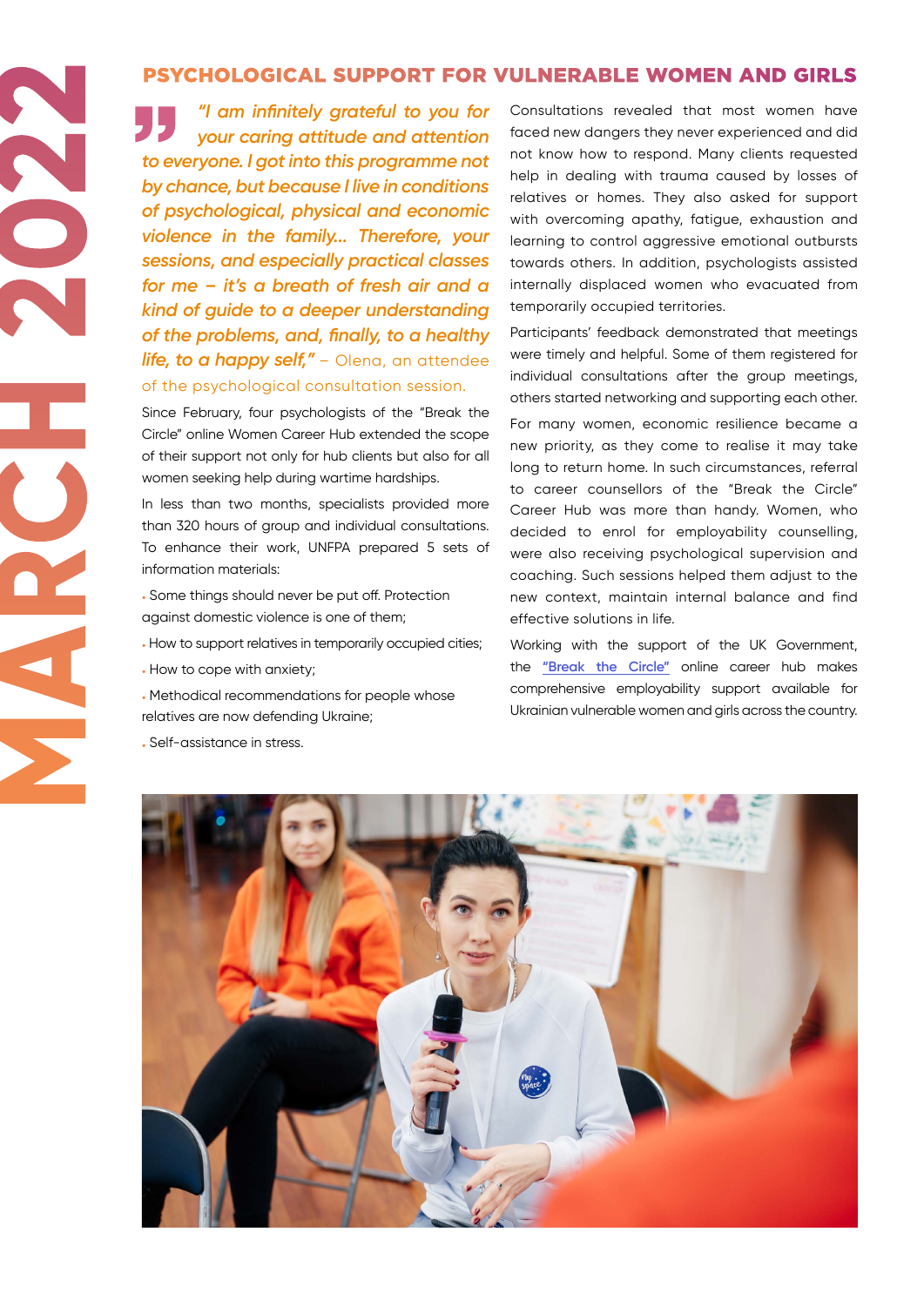# MARCH 2022

## PSYCHOLOGICAL SUPPORT FOR VULNERABLE WOMEN AND GIRLS

*"I am infinitely grateful to you for your caring attitude and attention to everyone. I got into this programme not by chance, but because I live in conditions of psychological, physical and economic violence in the family... Therefore, your sessions, and especially practical classes for me – it's a breath of fresh air and a kind of guide to a deeper understanding of the problems, and, finally, to a healthy life, to a happy self,"* – Olena, an attendee of the psychological consultation session.

Since February, four psychologists of the "Break the Circle" online Women Career Hub extended the scope of their support not only for hub clients but also for all women seeking help during wartime hardships.

In less than two months, specialists provided more than 320 hours of group and individual consultations. To enhance their work, UNFPA prepared 5 sets of information materials:

- Some things should never be put off. Protection against domestic violence is one of them;
- How to support relatives in temporarily occupied cities;
- How to cope with anxiety;
- Methodical recommendations for people whose relatives are now defending Ukraine;
- Self-assistance in stress.

Consultations revealed that most women have faced new dangers they never experienced and did not know how to respond. Many clients requested help in dealing with trauma caused by losses of relatives or homes. They also asked for support with overcoming apathy, fatigue, exhaustion and learning to control aggressive emotional outbursts towards others. In addition, psychologists assisted internally displaced women who evacuated from temporarily occupied territories.

Participants' feedback demonstrated that meetings were timely and helpful. Some of them registered for individual consultations after the group meetings, others started networking and supporting each other.

For many women, economic resilience became a new priority, as they come to realise it may take long to return home. In such circumstances, referral to career counsellors of the "Break the Circle" Career Hub was more than handy. Women, who decided to enrol for employability counselling, were also receiving psychological supervision and coaching. Such sessions helped them adjust to the new context, maintain internal balance and find effective solutions in life.

Working with the support of the UK Government, the "Break the Circle" online career hub makes comprehensive employability support available for Ukrainian vulnerable women and girls across the country.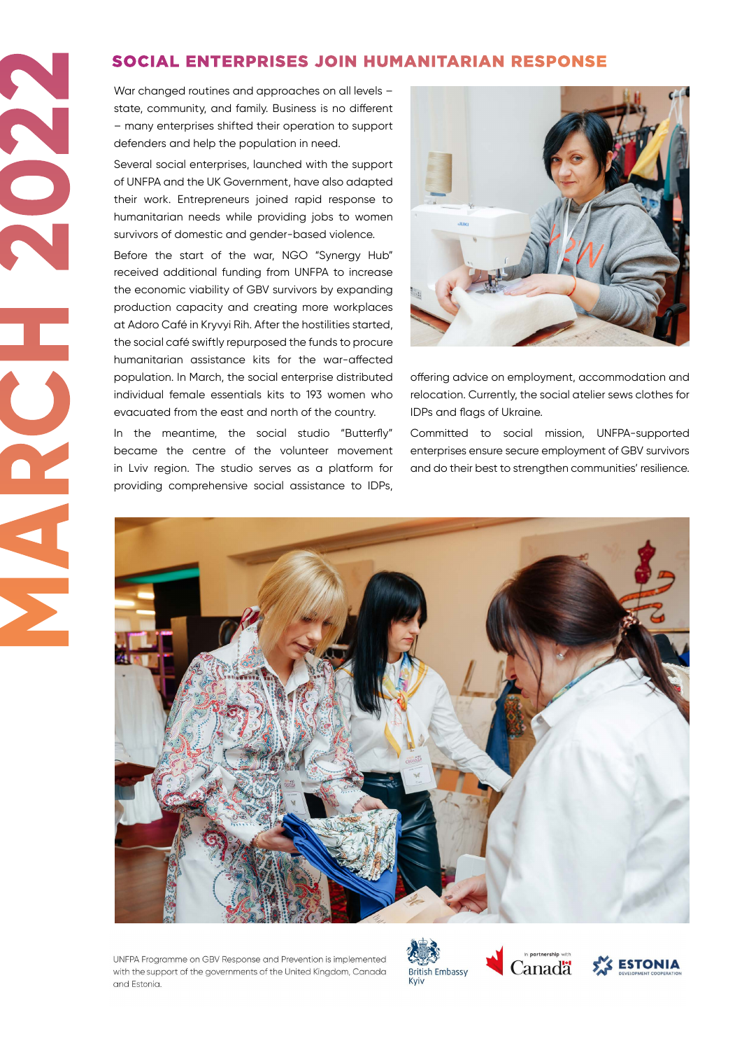MARCH 2022

## SOCIAL ENTERPRISES JOIN HUMANITARIAN RESPONSE

War changed routines and approaches on all levels – state, community, and family. Business is no different – many enterprises shifted their operation to support defenders and help the population in need.

Several social enterprises, launched with the support of UNFPA and the UK Government, have also adapted their work. Entrepreneurs joined rapid response to humanitarian needs while providing jobs to women survivors of domestic and gender-based violence.

Before the start of the war, NGO "Synergy Hub" received additional funding from UNFPA to increase the economic viability of GBV survivors by expanding production capacity and creating more workplaces at Adoro Café in Kryvyi Rih. After the hostilities started, the social café swiftly repurposed the funds to procure humanitarian assistance kits for the war-affected population. In March, the social enterprise distributed individual female essentials kits to 193 women who evacuated from the east and north of the country.

In the meantime, the social studio "Butterfly" became the centre of the volunteer movement in Lviv region. The studio serves as a platform for providing comprehensive social assistance to IDPs, offering advice on employment, accommodation and relocation. Currently, the social atelier sews clothes for IDPs and flags of Ukraine.

Committed to social mission, UNFPA-supported enterprises ensure secure employment of GBV survivors and do their best to strengthen communities' resilience.

UNFPA Programme on GBV Response and Prevention is implemented with the support of the governments of the United Kingdom, Canada and Estonia.

British Embassy Kyiv

In partnership with Canada

ESTONIA DEVELOPMENT COOPERATION